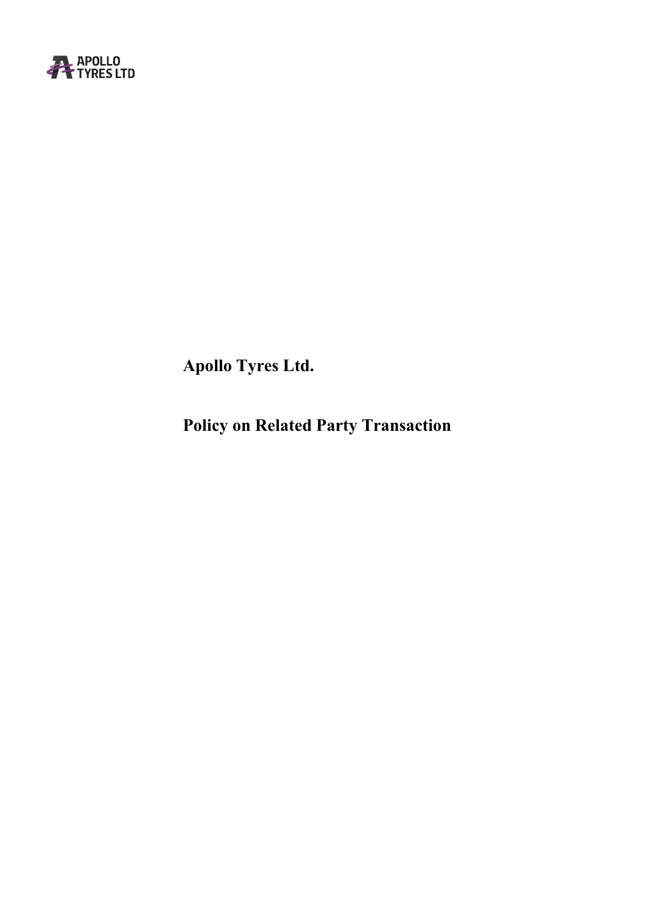**Apollo Tyres Ltd.**

**Policy on Related Party Transaction**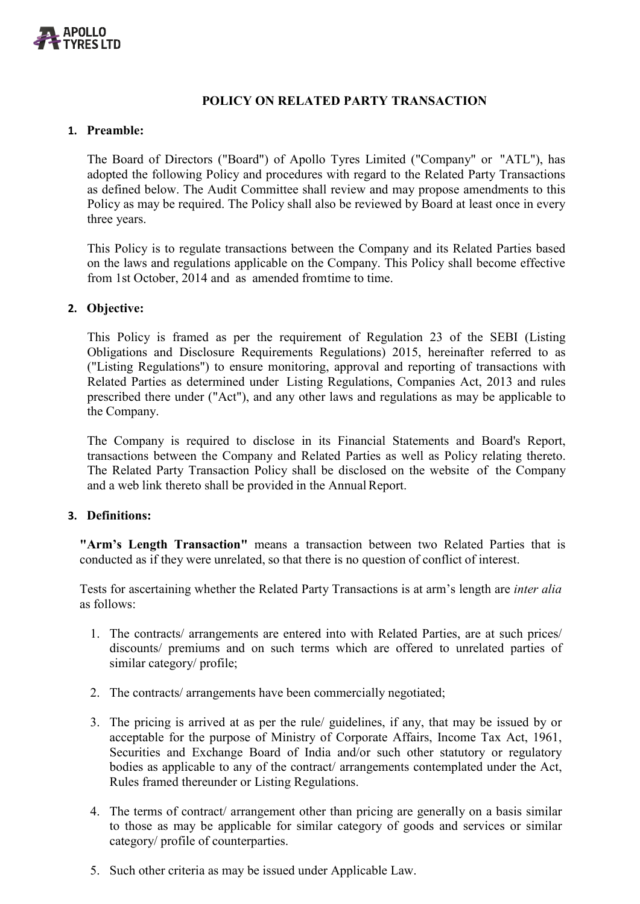# POLICY ON RELATED PARTY TRANSACTION

## 1. Preamble:

The Board of Directors ("Board") of Apollo Tyres Limited ("Company" or "ATL"), has adopted the following Policy and procedures with regard to the Related Party Transactions as defined below. The Audit Committee shall review and may propose amendments to this Policy as may be required. The Policy shall also be reviewed by Board at least once in every three years.

This Policy is to regulate transactions between the Company and its Related Parties based on the laws and regulations applicable on the Company. This Policy shall become effective from 1st October, 2014 and as amended fromtime to time.

## 2. Objective:

This Policy is framed as per the requirement of Regulation 23 of the SEBI (Listing Obligations and Disclosure Requirements Regulations) 2015, hereinafter referred to as ("Listing Regulations") to ensure monitoring, approval and reporting of transactions with Related Parties as determined under Listing Regulations, Companies Act, 2013 and rules prescribed there under ("Act"), and any other laws and regulations as may be applicable to the Company.

The Company is required to disclose in its Financial Statements and Board's Report, transactions between the Company and Related Parties as well as Policy relating thereto. The Related Party Transaction Policy shall be disclosed on the website of the Company and a web link thereto shall be provided in the Annual Report.

## 3. Definitions:

**"Arm's Length Transaction"** means a transaction between two Related Parties that is conducted as if they were unrelated, so that there is no question of conflict of interest.

Tests for ascertaining whether the Related Party Transactions is at arm's length are *inter alia* as follows:

1. The contracts/ arrangements are entered into with Related Parties, are at such prices/ discounts/ premiums and on such terms which are offered to unrelated parties of similar category/ profile;
2. The contracts/ arrangements have been commercially negotiated;
3. The pricing is arrived at as per the rule/ guidelines, if any, that may be issued by or acceptable for the purpose of Ministry of Corporate Affairs, Income Tax Act, 1961, Securities and Exchange Board of India and/or such other statutory or regulatory bodies as applicable to any of the contract/ arrangements contemplated under the Act, Rules framed thereunder or Listing Regulations.
4. The terms of contract/ arrangement other than pricing are generally on a basis similar to those as may be applicable for similar category of goods and services or similar category/ profile of counterparties.
5. Such other criteria as may be issued under Applicable Law.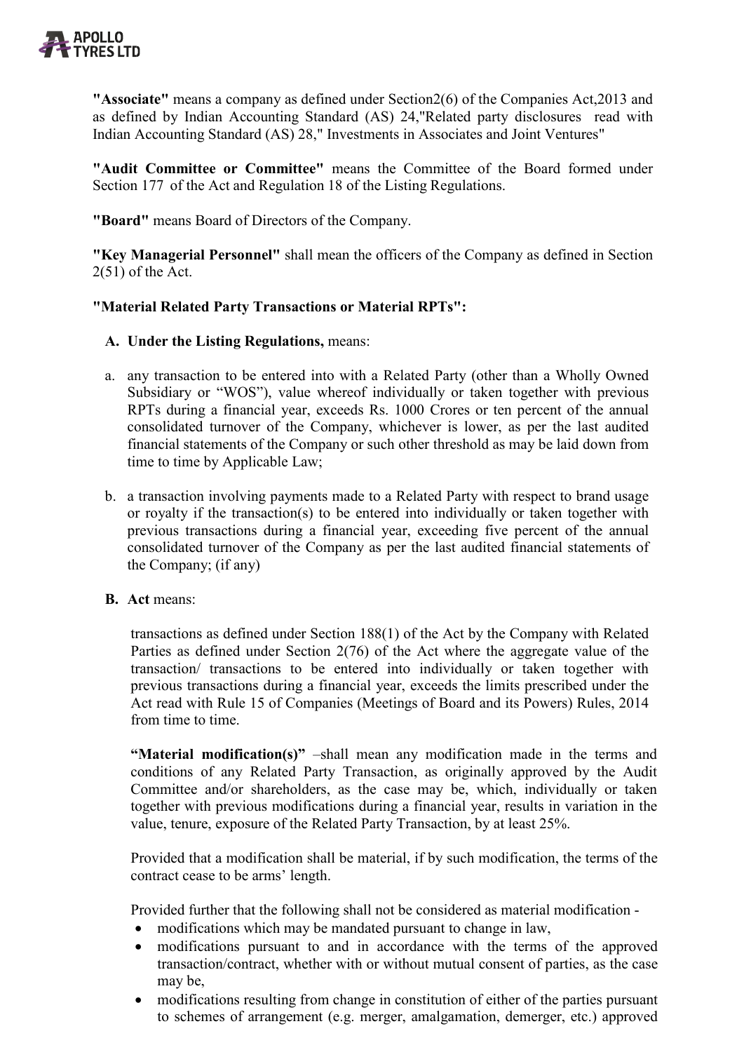**"Associate"** means a company as defined under Section2(6) of the Companies Act,2013 and as defined by Indian Accounting Standard (AS) 24,"Related party disclosures read with Indian Accounting Standard (AS) 28," Investments in Associates and Joint Ventures"

**"Audit Committee or Committee"** means the Committee of the Board formed under Section 177 of the Act and Regulation 18 of the Listing Regulations.

**"Board"** means Board of Directors of the Company.

**"Key Managerial Personnel"** shall mean the officers of the Company as defined in Section 2(51) of the Act.

**"Material Related Party Transactions or Material RPTs":**

**A. Under the Listing Regulations,** means:

a. any transaction to be entered into with a Related Party (other than a Wholly Owned Subsidiary or "WOS"), value whereof individually or taken together with previous RPTs during a financial year, exceeds Rs. 1000 Crores or ten percent of the annual consolidated turnover of the Company, whichever is lower, as per the last audited financial statements of the Company or such other threshold as may be laid down from time to time by Applicable Law;

b. a transaction involving payments made to a Related Party with respect to brand usage or royalty if the transaction(s) to be entered into individually or taken together with previous transactions during a financial year, exceeding five percent of the annual consolidated turnover of the Company as per the last audited financial statements of the Company; (if any)

**B. Act** means:

transactions as defined under Section 188(1) of the Act by the Company with Related Parties as defined under Section 2(76) of the Act where the aggregate value of the transaction/ transactions to be entered into individually or taken together with previous transactions during a financial year, exceeds the limits prescribed under the Act read with Rule 15 of Companies (Meetings of Board and its Powers) Rules, 2014 from time to time.

**"Material modification(s)"** –shall mean any modification made in the terms and conditions of any Related Party Transaction, as originally approved by the Audit Committee and/or shareholders, as the case may be, which, individually or taken together with previous modifications during a financial year, results in variation in the value, tenure, exposure of the Related Party Transaction, by at least 25%.

Provided that a modification shall be material, if by such modification, the terms of the contract cease to be arms' length.

Provided further that the following shall not be considered as material modification -

- modifications which may be mandated pursuant to change in law,
- modifications pursuant to and in accordance with the terms of the approved transaction/contract, whether with or without mutual consent of parties, as the case may be,
- modifications resulting from change in constitution of either of the parties pursuant to schemes of arrangement (e.g. merger, amalgamation, demerger, etc.) approved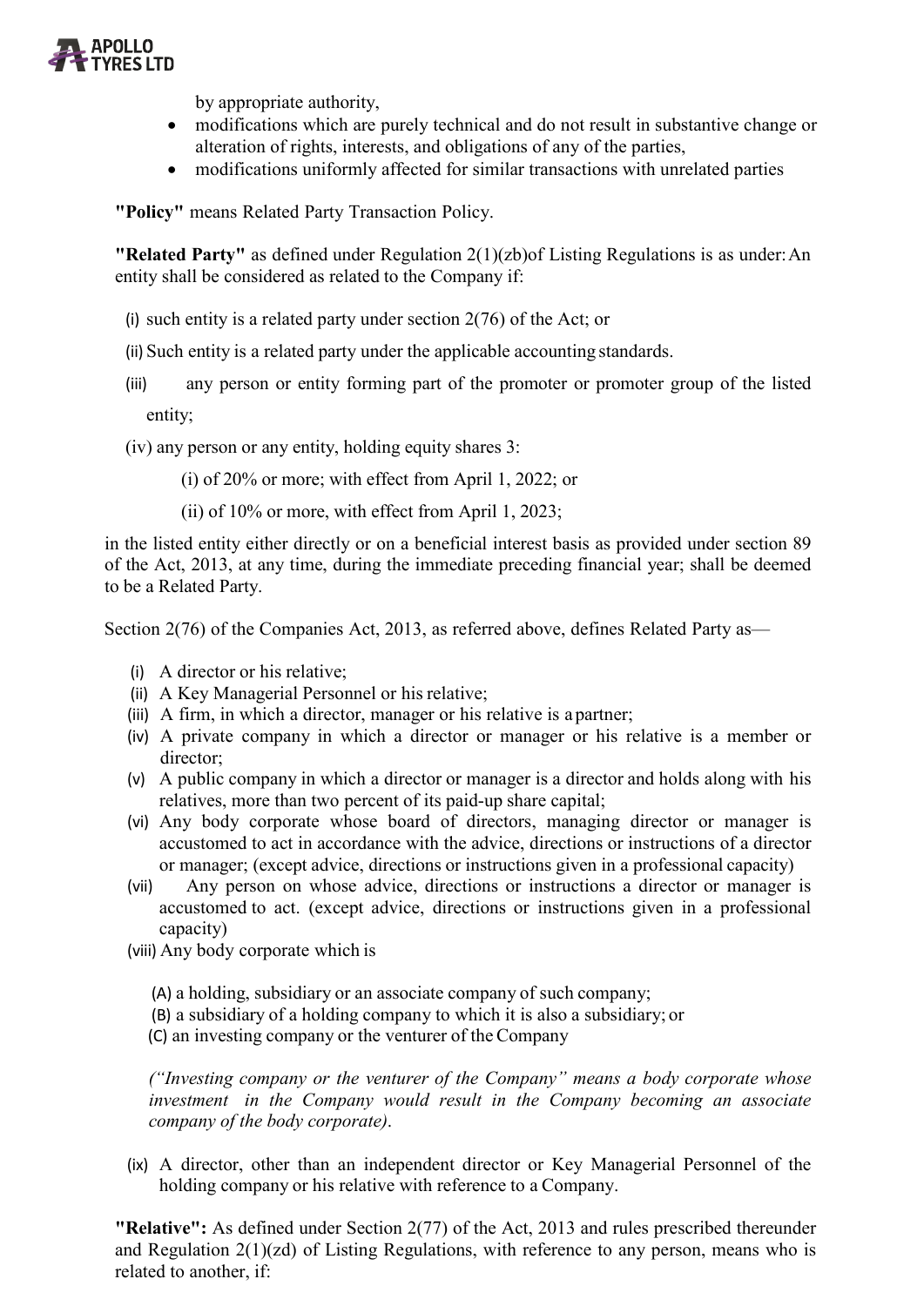by appropriate authority,

- modifications which are purely technical and do not result in substantive change or alteration of rights, interests, and obligations of any of the parties,
- modifications uniformly affected for similar transactions with unrelated parties

**"Policy"** means Related Party Transaction Policy.

**"Related Party"** as defined under Regulation 2(1)(zb)of Listing Regulations is as under: An entity shall be considered as related to the Company if:

(i) such entity is a related party under section 2(76) of the Act; or

(ii) Such entity is a related party under the applicable accounting standards.

(iii) any person or entity forming part of the promoter or promoter group of the listed entity;

(iv) any person or any entity, holding equity shares 3:

(i) of 20% or more; with effect from April 1, 2022; or

(ii) of 10% or more, with effect from April 1, 2023;

in the listed entity either directly or on a beneficial interest basis as provided under section 89 of the Act, 2013, at any time, during the immediate preceding financial year; shall be deemed to be a Related Party.

Section 2(76) of the Companies Act, 2013, as referred above, defines Related Party as—

(i) A director or his relative;
(ii) A Key Managerial Personnel or his relative;
(iii) A firm, in which a director, manager or his relative is a partner;
(iv) A private company in which a director or manager or his relative is a member or director;
(v) A public company in which a director or manager is a director and holds along with his relatives, more than two percent of its paid-up share capital;
(vi) Any body corporate whose board of directors, managing director or manager is accustomed to act in accordance with the advice, directions or instructions of a director or manager; (except advice, directions or instructions given in a professional capacity)
(vii) Any person on whose advice, directions or instructions a director or manager is accustomed to act. (except advice, directions or instructions given in a professional capacity)
(viii) Any body corporate which is

(A) a holding, subsidiary or an associate company of such company;
(B) a subsidiary of a holding company to which it is also a subsidiary; or
(C) an investing company or the venturer of the Company

*("Investing company or the venturer of the Company" means a body corporate whose investment in the Company would result in the Company becoming an associate company of the body corporate).*

(ix) A director, other than an independent director or Key Managerial Personnel of the holding company or his relative with reference to a Company.

**"Relative":** As defined under Section 2(77) of the Act, 2013 and rules prescribed thereunder and Regulation 2(1)(zd) of Listing Regulations, with reference to any person, means who is related to another, if: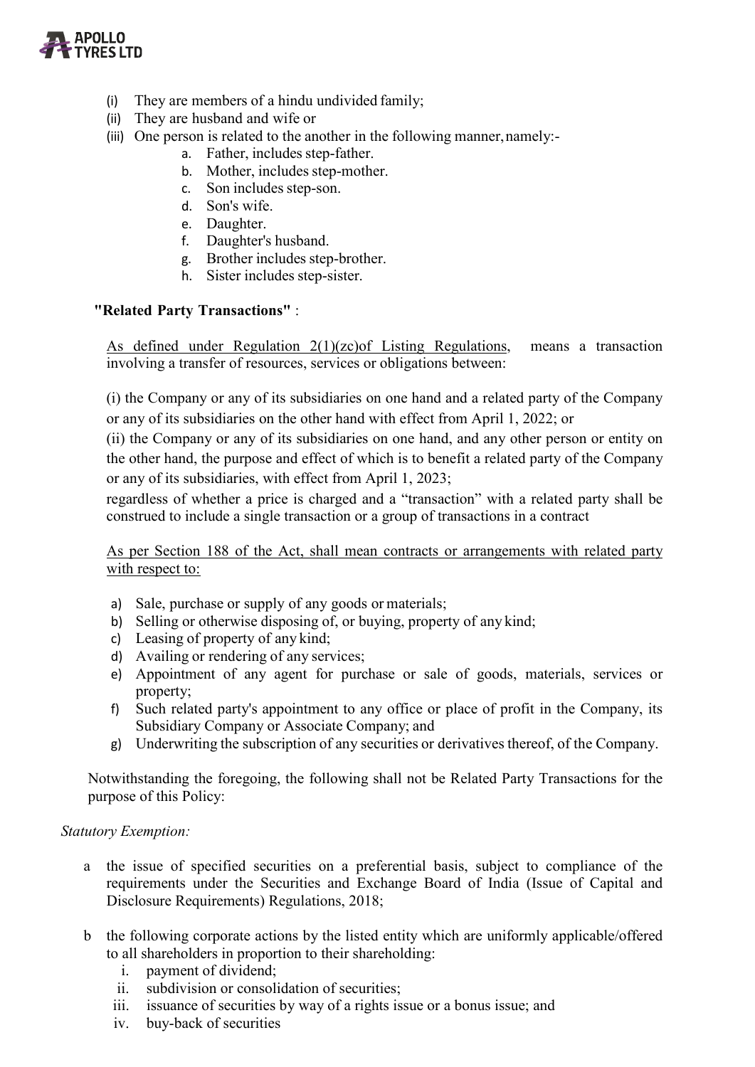(i) They are members of a hindu undivided family;
(ii) They are husband and wife or
(iii) One person is related to the another in the following manner, namely:-
   a. Father, includes step-father.
   b. Mother, includes step-mother.
   c. Son includes step-son.
   d. Son's wife.
   e. Daughter.
   f. Daughter's husband.
   g. Brother includes step-brother.
   h. Sister includes step-sister.

**"Related Party Transactions"** :

As defined under Regulation 2(1)(zc)of Listing Regulations, means a transaction involving a transfer of resources, services or obligations between:

(i) the Company or any of its subsidiaries on one hand and a related party of the Company or any of its subsidiaries on the other hand with effect from April 1, 2022; or

(ii) the Company or any of its subsidiaries on one hand, and any other person or entity on the other hand, the purpose and effect of which is to benefit a related party of the Company or any of its subsidiaries, with effect from April 1, 2023;

regardless of whether a price is charged and a "transaction" with a related party shall be construed to include a single transaction or a group of transactions in a contract

As per Section 188 of the Act, shall mean contracts or arrangements with related party with respect to:

a) Sale, purchase or supply of any goods or materials;
b) Selling or otherwise disposing of, or buying, property of any kind;
c) Leasing of property of any kind;
d) Availing or rendering of any services;
e) Appointment of any agent for purchase or sale of goods, materials, services or property;
f) Such related party's appointment to any office or place of profit in the Company, its Subsidiary Company or Associate Company; and
g) Underwriting the subscription of any securities or derivatives thereof, of the Company.

Notwithstanding the foregoing, the following shall not be Related Party Transactions for the purpose of this Policy:

*Statutory Exemption:*

a the issue of specified securities on a preferential basis, subject to compliance of the requirements under the Securities and Exchange Board of India (Issue of Capital and Disclosure Requirements) Regulations, 2018;

b the following corporate actions by the listed entity which are uniformly applicable/offered to all shareholders in proportion to their shareholding:
   i. payment of dividend;
   ii. subdivision or consolidation of securities;
   iii. issuance of securities by way of a rights issue or a bonus issue; and
   iv. buy-back of securities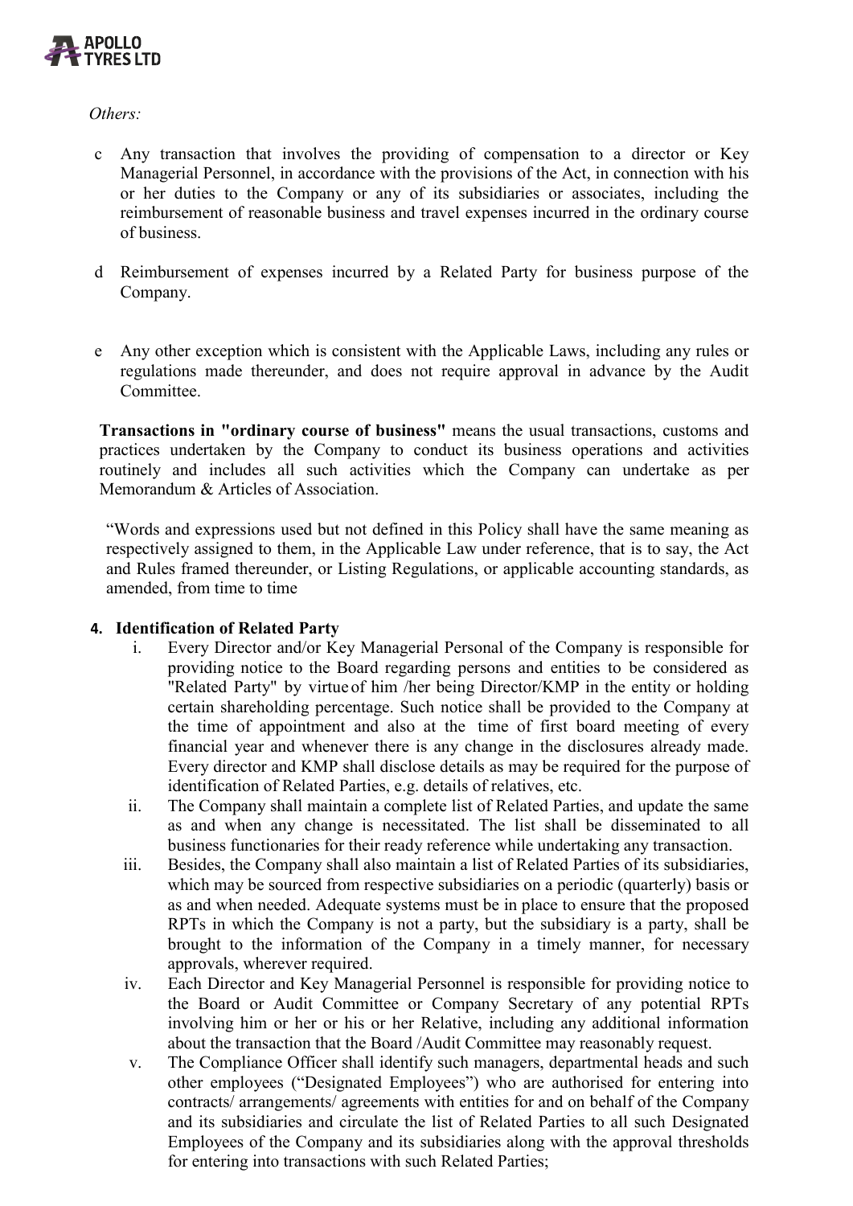*Others:*

c Any transaction that involves the providing of compensation to a director or Key Managerial Personnel, in accordance with the provisions of the Act, in connection with his or her duties to the Company or any of its subsidiaries or associates, including the reimbursement of reasonable business and travel expenses incurred in the ordinary course of business.

d Reimbursement of expenses incurred by a Related Party for business purpose of the Company.

e Any other exception which is consistent with the Applicable Laws, including any rules or regulations made thereunder, and does not require approval in advance by the Audit Committee.

**Transactions in "ordinary course of business"** means the usual transactions, customs and practices undertaken by the Company to conduct its business operations and activities routinely and includes all such activities which the Company can undertake as per Memorandum & Articles of Association.

"Words and expressions used but not defined in this Policy shall have the same meaning as respectively assigned to them, in the Applicable Law under reference, that is to say, the Act and Rules framed thereunder, or Listing Regulations, or applicable accounting standards, as amended, from time to time

**4. Identification of Related Party**

i. Every Director and/or Key Managerial Personal of the Company is responsible for providing notice to the Board regarding persons and entities to be considered as "Related Party" by virtue of him /her being Director/KMP in the entity or holding certain shareholding percentage. Such notice shall be provided to the Company at the time of appointment and also at the time of first board meeting of every financial year and whenever there is any change in the disclosures already made. Every director and KMP shall disclose details as may be required for the purpose of identification of Related Parties, e.g. details of relatives, etc.

ii. The Company shall maintain a complete list of Related Parties, and update the same as and when any change is necessitated. The list shall be disseminated to all business functionaries for their ready reference while undertaking any transaction.

iii. Besides, the Company shall also maintain a list of Related Parties of its subsidiaries, which may be sourced from respective subsidiaries on a periodic (quarterly) basis or as and when needed. Adequate systems must be in place to ensure that the proposed RPTs in which the Company is not a party, but the subsidiary is a party, shall be brought to the information of the Company in a timely manner, for necessary approvals, wherever required.

iv. Each Director and Key Managerial Personnel is responsible for providing notice to the Board or Audit Committee or Company Secretary of any potential RPTs involving him or her or his or her Relative, including any additional information about the transaction that the Board /Audit Committee may reasonably request.

v. The Compliance Officer shall identify such managers, departmental heads and such other employees ("Designated Employees") who are authorised for entering into contracts/ arrangements/ agreements with entities for and on behalf of the Company and its subsidiaries and circulate the list of Related Parties to all such Designated Employees of the Company and its subsidiaries along with the approval thresholds for entering into transactions with such Related Parties;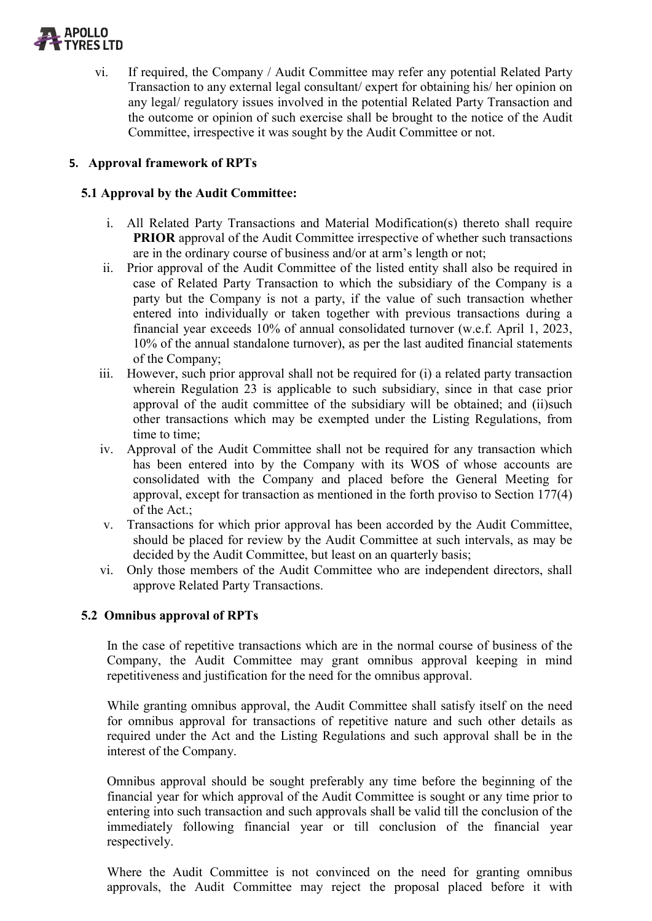vi. If required, the Company / Audit Committee may refer any potential Related Party Transaction to any external legal consultant/ expert for obtaining his/ her opinion on any legal/ regulatory issues involved in the potential Related Party Transaction and the outcome or opinion of such exercise shall be brought to the notice of the Audit Committee, irrespective it was sought by the Audit Committee or not.

## 5. Approval framework of RPTs

### 5.1 Approval by the Audit Committee:

i. All Related Party Transactions and Material Modification(s) thereto shall require **PRIOR** approval of the Audit Committee irrespective of whether such transactions are in the ordinary course of business and/or at arm's length or not;

ii. Prior approval of the Audit Committee of the listed entity shall also be required in case of Related Party Transaction to which the subsidiary of the Company is a party but the Company is not a party, if the value of such transaction whether entered into individually or taken together with previous transactions during a financial year exceeds 10% of annual consolidated turnover (w.e.f. April 1, 2023, 10% of the annual standalone turnover), as per the last audited financial statements of the Company;

iii. However, such prior approval shall not be required for (i) a related party transaction wherein Regulation 23 is applicable to such subsidiary, since in that case prior approval of the audit committee of the subsidiary will be obtained; and (ii)such other transactions which may be exempted under the Listing Regulations, from time to time;

iv. Approval of the Audit Committee shall not be required for any transaction which has been entered into by the Company with its WOS of whose accounts are consolidated with the Company and placed before the General Meeting for approval, except for transaction as mentioned in the forth proviso to Section 177(4) of the Act.;

v. Transactions for which prior approval has been accorded by the Audit Committee, should be placed for review by the Audit Committee at such intervals, as may be decided by the Audit Committee, but least on an quarterly basis;

vi. Only those members of the Audit Committee who are independent directors, shall approve Related Party Transactions.

### 5.2 Omnibus approval of RPTs

In the case of repetitive transactions which are in the normal course of business of the Company, the Audit Committee may grant omnibus approval keeping in mind repetitiveness and justification for the need for the omnibus approval.

While granting omnibus approval, the Audit Committee shall satisfy itself on the need for omnibus approval for transactions of repetitive nature and such other details as required under the Act and the Listing Regulations and such approval shall be in the interest of the Company.

Omnibus approval should be sought preferably any time before the beginning of the financial year for which approval of the Audit Committee is sought or any time prior to entering into such transaction and such approvals shall be valid till the conclusion of the immediately following financial year or till conclusion of the financial year respectively.

Where the Audit Committee is not convinced on the need for granting omnibus approvals, the Audit Committee may reject the proposal placed before it with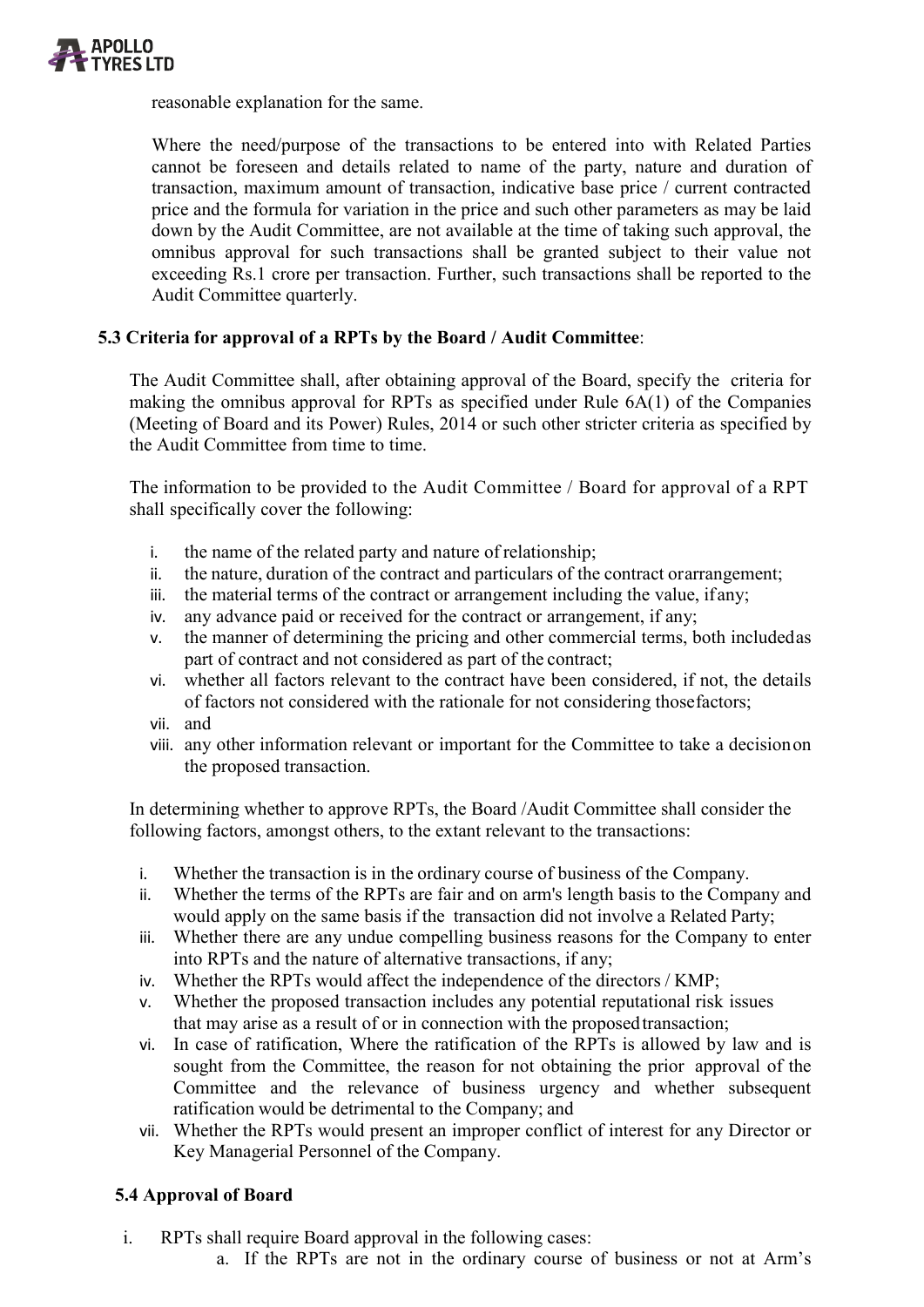reasonable explanation for the same.

Where the need/purpose of the transactions to be entered into with Related Parties cannot be foreseen and details related to name of the party, nature and duration of transaction, maximum amount of transaction, indicative base price / current contracted price and the formula for variation in the price and such other parameters as may be laid down by the Audit Committee, are not available at the time of taking such approval, the omnibus approval for such transactions shall be granted subject to their value not exceeding Rs.1 crore per transaction. Further, such transactions shall be reported to the Audit Committee quarterly.

### 5.3 Criteria for approval of a RPTs by the Board / Audit Committee:

The Audit Committee shall, after obtaining approval of the Board, specify the criteria for making the omnibus approval for RPTs as specified under Rule 6A(1) of the Companies (Meeting of Board and its Power) Rules, 2014 or such other stricter criteria as specified by the Audit Committee from time to time.

The information to be provided to the Audit Committee / Board for approval of a RPT shall specifically cover the following:

i. the name of the related party and nature of relationship;
ii. the nature, duration of the contract and particulars of the contract or arrangement;
iii. the material terms of the contract or arrangement including the value, if any;
iv. any advance paid or received for the contract or arrangement, if any;
v. the manner of determining the pricing and other commercial terms, both included as part of contract and not considered as part of the contract;
vi. whether all factors relevant to the contract have been considered, if not, the details of factors not considered with the rationale for not considering those factors;
vii. and
viii. any other information relevant or important for the Committee to take a decision on the proposed transaction.

In determining whether to approve RPTs, the Board /Audit Committee shall consider the following factors, amongst others, to the extant relevant to the transactions:

i. Whether the transaction is in the ordinary course of business of the Company.
ii. Whether the terms of the RPTs are fair and on arm's length basis to the Company and would apply on the same basis if the transaction did not involve a Related Party;
iii. Whether there are any undue compelling business reasons for the Company to enter into RPTs and the nature of alternative transactions, if any;
iv. Whether the RPTs would affect the independence of the directors / KMP;
v. Whether the proposed transaction includes any potential reputational risk issues that may arise as a result of or in connection with the proposed transaction;
vi. In case of ratification, Where the ratification of the RPTs is allowed by law and is sought from the Committee, the reason for not obtaining the prior approval of the Committee and the relevance of business urgency and whether subsequent ratification would be detrimental to the Company; and
vii. Whether the RPTs would present an improper conflict of interest for any Director or Key Managerial Personnel of the Company.

### 5.4 Approval of Board

i. RPTs shall require Board approval in the following cases:
   a. If the RPTs are not in the ordinary course of business or not at Arm's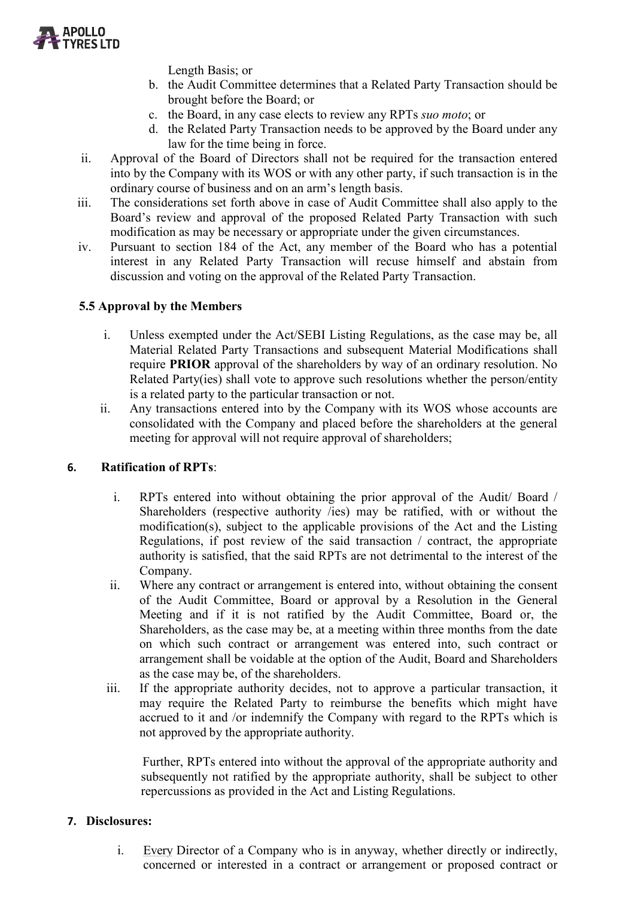Length Basis; or

b. the Audit Committee determines that a Related Party Transaction should be brought before the Board; or
c. the Board, in any case elects to review any RPTs *suo moto*; or
d. the Related Party Transaction needs to be approved by the Board under any law for the time being in force.

ii. Approval of the Board of Directors shall not be required for the transaction entered into by the Company with its WOS or with any other party, if such transaction is in the ordinary course of business and on an arm's length basis.

iii. The considerations set forth above in case of Audit Committee shall also apply to the Board's review and approval of the proposed Related Party Transaction with such modification as may be necessary or appropriate under the given circumstances.

iv. Pursuant to section 184 of the Act, any member of the Board who has a potential interest in any Related Party Transaction will recuse himself and abstain from discussion and voting on the approval of the Related Party Transaction.

### 5.5 Approval by the Members

i. Unless exempted under the Act/SEBI Listing Regulations, as the case may be, all Material Related Party Transactions and subsequent Material Modifications shall require **PRIOR** approval of the shareholders by way of an ordinary resolution. No Related Party(ies) shall vote to approve such resolutions whether the person/entity is a related party to the particular transaction or not.

ii. Any transactions entered into by the Company with its WOS whose accounts are consolidated with the Company and placed before the shareholders at the general meeting for approval will not require approval of shareholders;

## 6. Ratification of RPTs:

i. RPTs entered into without obtaining the prior approval of the Audit/ Board / Shareholders (respective authority /ies) may be ratified, with or without the modification(s), subject to the applicable provisions of the Act and the Listing Regulations, if post review of the said transaction / contract, the appropriate authority is satisfied, that the said RPTs are not detrimental to the interest of the Company.

ii. Where any contract or arrangement is entered into, without obtaining the consent of the Audit Committee, Board or approval by a Resolution in the General Meeting and if it is not ratified by the Audit Committee, Board or, the Shareholders, as the case may be, at a meeting within three months from the date on which such contract or arrangement was entered into, such contract or arrangement shall be voidable at the option of the Audit, Board and Shareholders as the case may be, of the shareholders.

iii. If the appropriate authority decides, not to approve a particular transaction, it may require the Related Party to reimburse the benefits which might have accrued to it and /or indemnify the Company with regard to the RPTs which is not approved by the appropriate authority.

Further, RPTs entered into without the approval of the appropriate authority and subsequently not ratified by the appropriate authority, shall be subject to other repercussions as provided in the Act and Listing Regulations.

## 7. Disclosures:

i. Every Director of a Company who is in anyway, whether directly or indirectly, concerned or interested in a contract or arrangement or proposed contract or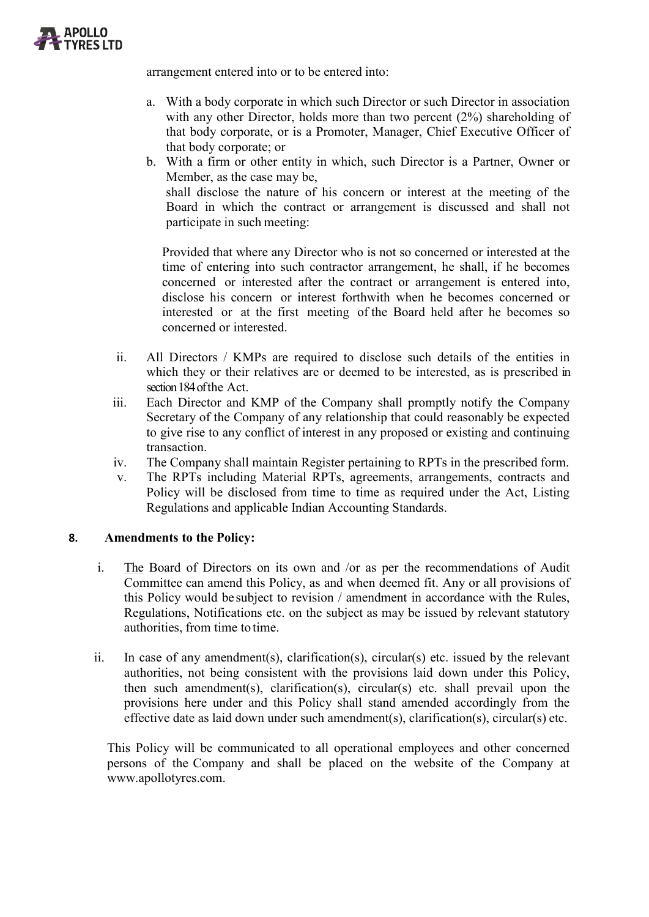arrangement entered into or to be entered into:

a. With a body corporate in which such Director or such Director in association with any other Director, holds more than two percent (2%) shareholding of that body corporate, or is a Promoter, Manager, Chief Executive Officer of that body corporate; or
b. With a firm or other entity in which, such Director is a Partner, Owner or Member, as the case may be,
shall disclose the nature of his concern or interest at the meeting of the Board in which the contract or arrangement is discussed and shall not participate in such meeting:

Provided that where any Director who is not so concerned or interested at the time of entering into such contractor arrangement, he shall, if he becomes concerned or interested after the contract or arrangement is entered into, disclose his concern or interest forthwith when he becomes concerned or interested or at the first meeting of the Board held after he becomes so concerned or interested.

ii. All Directors / KMPs are required to disclose such details of the entities in which they or their relatives are or deemed to be interested, as is prescribed in section 184 of the Act.
iii. Each Director and KMP of the Company shall promptly notify the Company Secretary of the Company of any relationship that could reasonably be expected to give rise to any conflict of interest in any proposed or existing and continuing transaction.
iv. The Company shall maintain Register pertaining to RPTs in the prescribed form.
v. The RPTs including Material RPTs, agreements, arrangements, contracts and Policy will be disclosed from time to time as required under the Act, Listing Regulations and applicable Indian Accounting Standards.

**8. Amendments to the Policy:**

i. The Board of Directors on its own and /or as per the recommendations of Audit Committee can amend this Policy, as and when deemed fit. Any or all provisions of this Policy would be subject to revision / amendment in accordance with the Rules, Regulations, Notifications etc. on the subject as may be issued by relevant statutory authorities, from time to time.

ii. In case of any amendment(s), clarification(s), circular(s) etc. issued by the relevant authorities, not being consistent with the provisions laid down under this Policy, then such amendment(s), clarification(s), circular(s) etc. shall prevail upon the provisions here under and this Policy shall stand amended accordingly from the effective date as laid down under such amendment(s), clarification(s), circular(s) etc.

This Policy will be communicated to all operational employees and other concerned persons of the Company and shall be placed on the website of the Company at www.apollotyres.com.